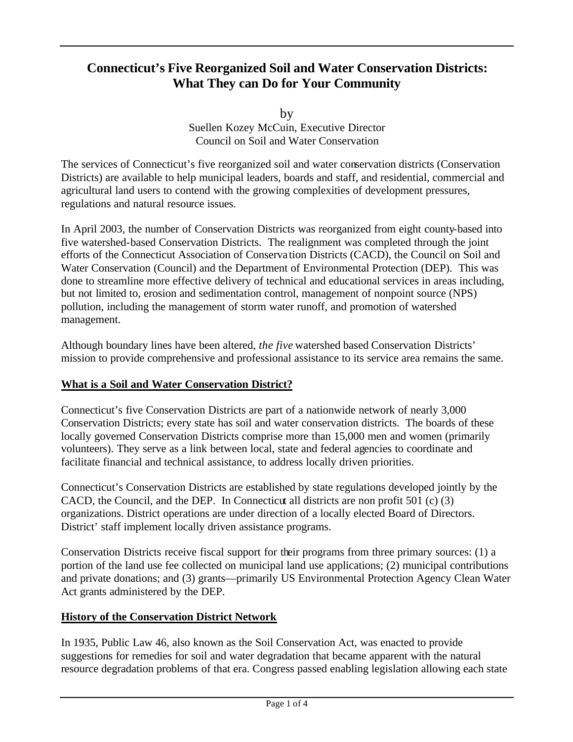# Connecticut's Five Reorganized Soil and Water Conservation Districts: What They can Do for Your Community

by
Suellen Kozey McCuin, Executive Director
Council on Soil and Water Conservation

The services of Connecticut's five reorganized soil and water conservation districts (Conservation Districts) are available to help municipal leaders, boards and staff, and residential, commercial and agricultural land users to contend with the growing complexities of development pressures, regulations and natural resource issues.

In April 2003, the number of Conservation Districts was reorganized from eight county-based into five watershed-based Conservation Districts. The realignment was completed through the joint efforts of the Connecticut Association of Conservation Districts (CACD), the Council on Soil and Water Conservation (Council) and the Department of Environmental Protection (DEP). This was done to streamline more effective delivery of technical and educational services in areas including, but not limited to, erosion and sedimentation control, management of nonpoint source (NPS) pollution, including the management of storm water runoff, and promotion of watershed management.

Although boundary lines have been altered, *the five* watershed based Conservation Districts' mission to provide comprehensive and professional assistance to its service area remains the same.

## What is a Soil and Water Conservation District?

Connecticut's five Conservation Districts are part of a nationwide network of nearly 3,000 Conservation Districts; every state has soil and water conservation districts. The boards of these locally governed Conservation Districts comprise more than 15,000 men and women (primarily volunteers). They serve as a link between local, state and federal agencies to coordinate and facilitate financial and technical assistance, to address locally driven priorities.

Connecticut's Conservation Districts are established by state regulations developed jointly by the CACD, the Council, and the DEP. In Connecticut all districts are non profit 501 (c) (3) organizations. District operations are under direction of a locally elected Board of Directors. District' staff implement locally driven assistance programs.

Conservation Districts receive fiscal support for their programs from three primary sources: (1) a portion of the land use fee collected on municipal land use applications; (2) municipal contributions and private donations; and (3) grants—primarily US Environmental Protection Agency Clean Water Act grants administered by the DEP.

## History of the Conservation District Network

In 1935, Public Law 46, also known as the Soil Conservation Act, was enacted to provide suggestions for remedies for soil and water degradation that became apparent with the natural resource degradation problems of that era. Congress passed enabling legislation allowing each state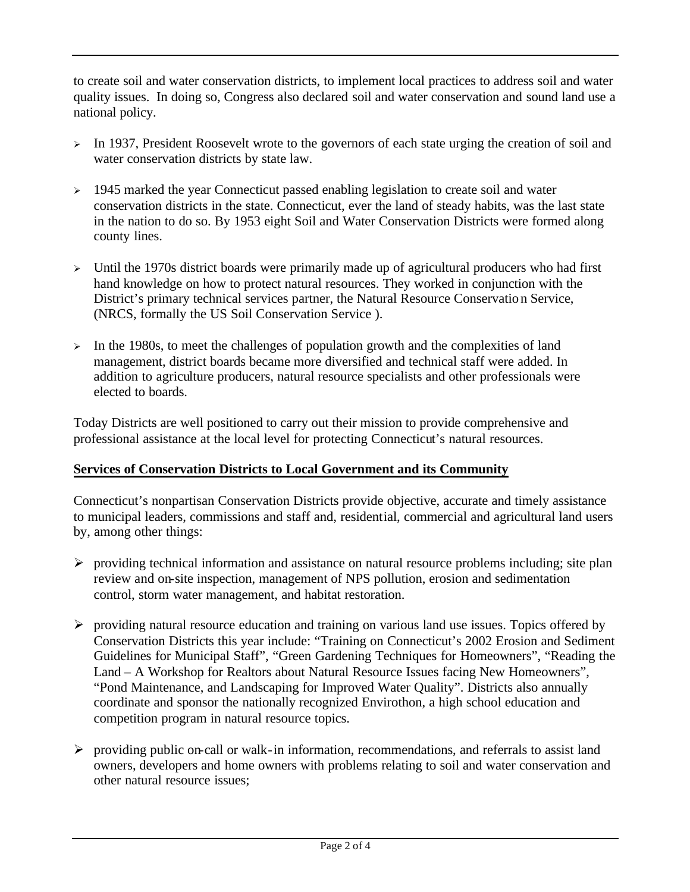to create soil and water conservation districts, to implement local practices to address soil and water quality issues. In doing so, Congress also declared soil and water conservation and sound land use a national policy.

- In 1937, President Roosevelt wrote to the governors of each state urging the creation of soil and water conservation districts by state law.

- 1945 marked the year Connecticut passed enabling legislation to create soil and water conservation districts in the state. Connecticut, ever the land of steady habits, was the last state in the nation to do so. By 1953 eight Soil and Water Conservation Districts were formed along county lines.

- Until the 1970s district boards were primarily made up of agricultural producers who had first hand knowledge on how to protect natural resources. They worked in conjunction with the District's primary technical services partner, the Natural Resource Conservation Service, (NRCS, formally the US Soil Conservation Service ).

- In the 1980s, to meet the challenges of population growth and the complexities of land management, district boards became more diversified and technical staff were added. In addition to agriculture producers, natural resource specialists and other professionals were elected to boards.

Today Districts are well positioned to carry out their mission to provide comprehensive and professional assistance at the local level for protecting Connecticut's natural resources.

**Services of Conservation Districts to Local Government and its Community**

Connecticut's nonpartisan Conservation Districts provide objective, accurate and timely assistance to municipal leaders, commissions and staff and, residential, commercial and agricultural land users by, among other things:

- providing technical information and assistance on natural resource problems including; site plan review and on-site inspection, management of NPS pollution, erosion and sedimentation control, storm water management, and habitat restoration.

- providing natural resource education and training on various land use issues. Topics offered by Conservation Districts this year include: "Training on Connecticut's 2002 Erosion and Sediment Guidelines for Municipal Staff", "Green Gardening Techniques for Homeowners", "Reading the Land – A Workshop for Realtors about Natural Resource Issues facing New Homeowners", "Pond Maintenance, and Landscaping for Improved Water Quality". Districts also annually coordinate and sponsor the nationally recognized Envirothon, a high school education and competition program in natural resource topics.

- providing public on-call or walk-in information, recommendations, and referrals to assist land owners, developers and home owners with problems relating to soil and water conservation and other natural resource issues;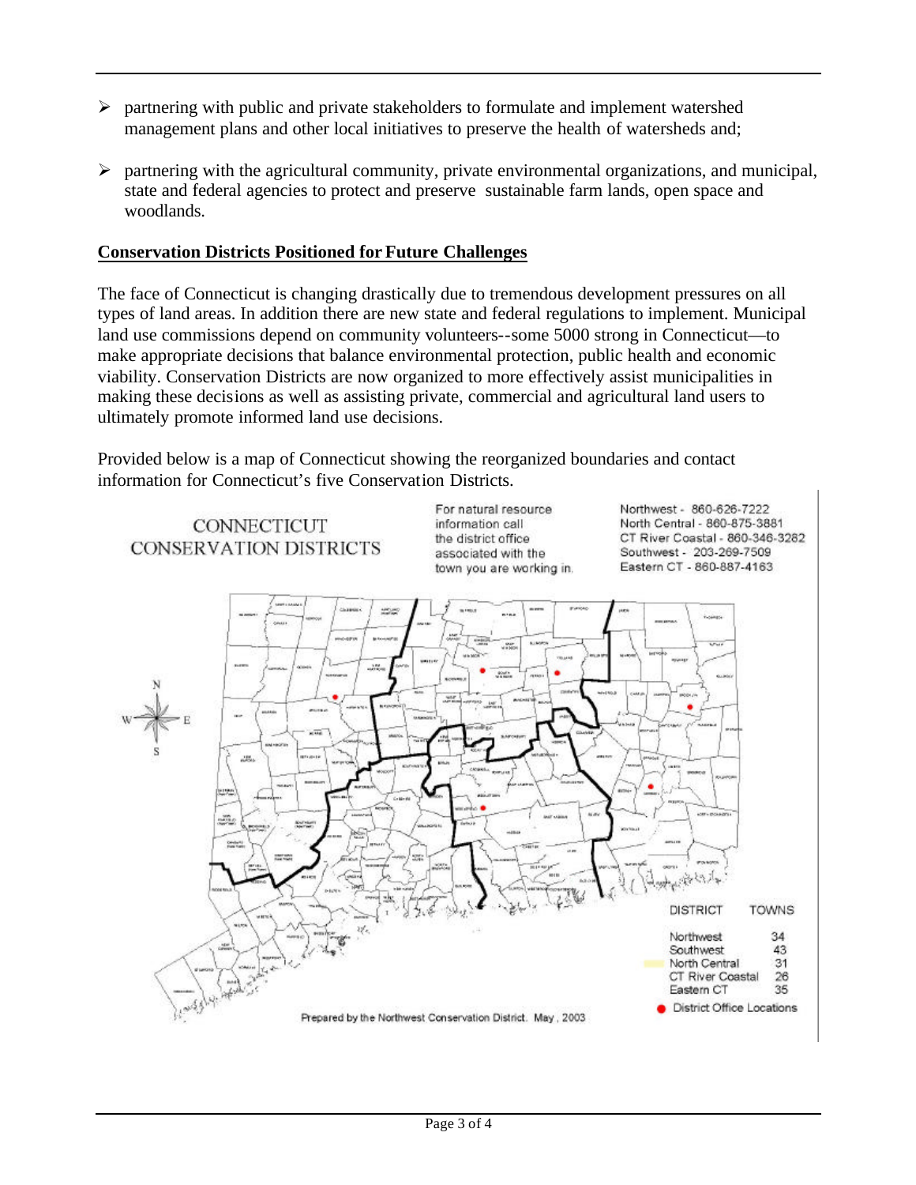- partnering with public and private stakeholders to formulate and implement watershed management plans and other local initiatives to preserve the health of watersheds and;

- partnering with the agricultural community, private environmental organizations, and municipal, state and federal agencies to protect and preserve sustainable farm lands, open space and woodlands.

**Conservation Districts Positioned for Future Challenges**

The face of Connecticut is changing drastically due to tremendous development pressures on all types of land areas. In addition there are new state and federal regulations to implement. Municipal land use commissions depend on community volunteers--some 5000 strong in Connecticut—to make appropriate decisions that balance environmental protection, public health and economic viability. Conservation Districts are now organized to more effectively assist municipalities in making these decisions as well as assisting private, commercial and agricultural land users to ultimately promote informed land use decisions.

Provided below is a map of Connecticut showing the reorganized boundaries and contact information for Connecticut's five Conservation Districts.

CONNECTICUT CONSERVATION DISTRICTS

For natural resource information call the district office associated with the town you are working in.

Northwest - 860-626-7222
North Central - 860-875-3881
CT River Coastal - 860-346-3282
Southwest - 203-269-7509
Eastern CT - 860-887-4163

| DISTRICT | TOWNS |
|---|---|
| Northwest | 34 |
| Southwest | 43 |
| North Central | 31 |
| CT River Coastal | 26 |
| Eastern CT | 35 |

● District Office Locations

Prepared by the Northwest Conservation District. May, 2003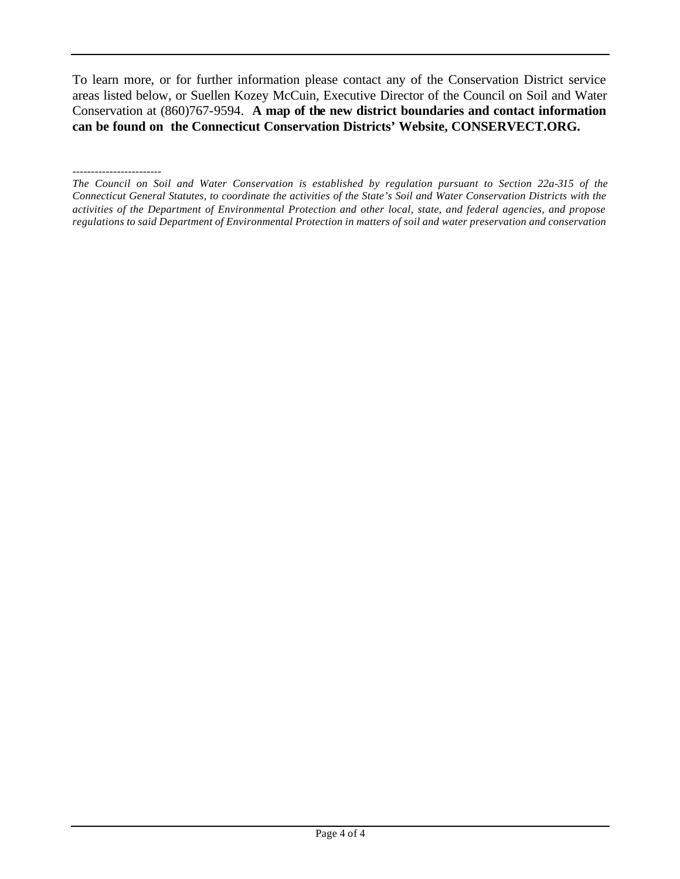To learn more, or for further information please contact any of the Conservation District service areas listed below, or Suellen Kozey McCuin, Executive Director of the Council on Soil and Water Conservation at (860)767-9594. **A map of the new district boundaries and contact information can be found on the Connecticut Conservation Districts' Website, CONSERVECT.ORG.**

------------------------

*The Council on Soil and Water Conservation is established by regulation pursuant to Section 22a-315 of the Connecticut General Statutes, to coordinate the activities of the State's Soil and Water Conservation Districts with the activities of the Department of Environmental Protection and other local, state, and federal agencies, and propose regulations to said Department of Environmental Protection in matters of soil and water preservation and conservation*